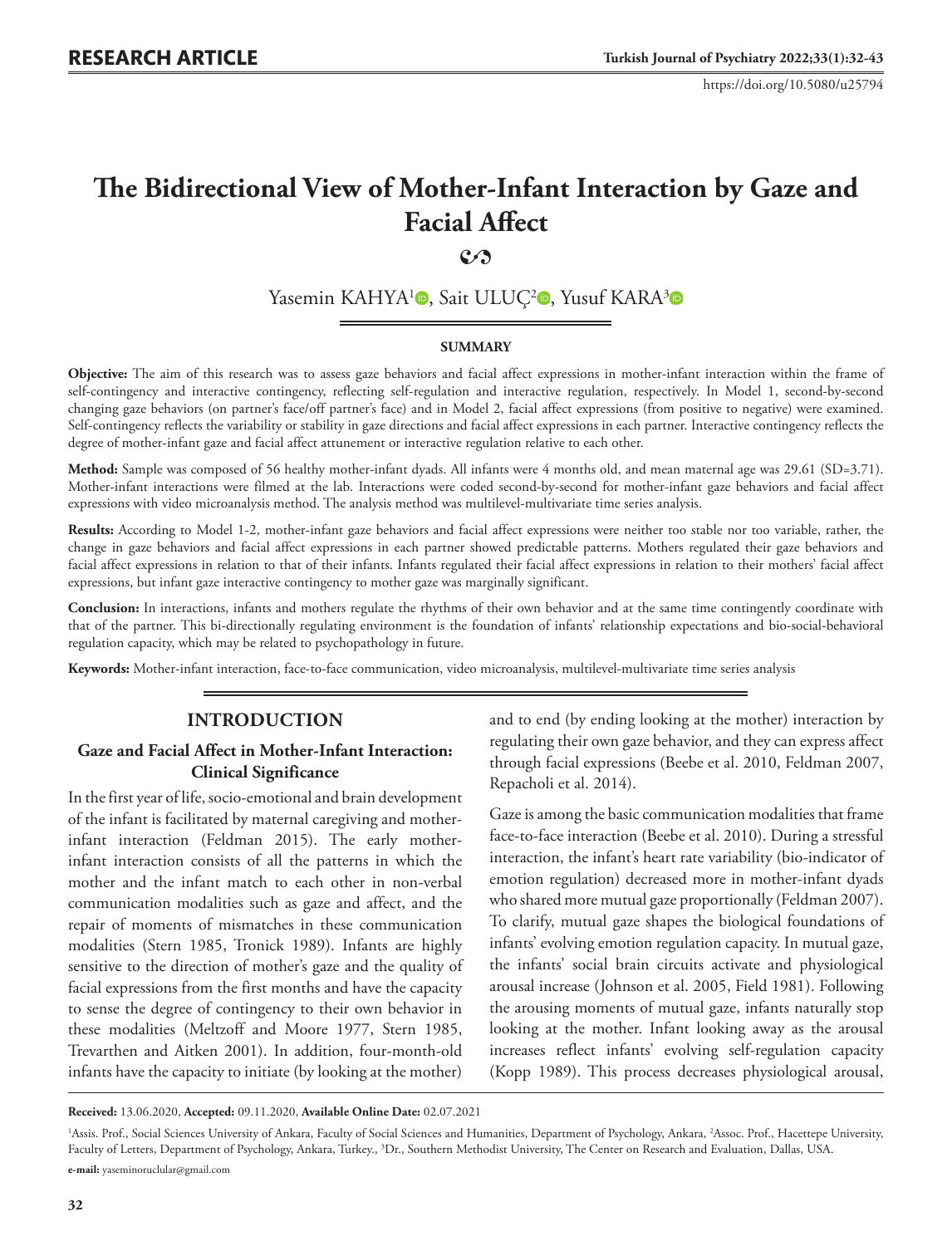RESEARCH ARTICLE

https://doi.org/10.5080/u25794

# The Bidirectional View of Mother-Infant Interaction by Gaze and Facial Affect

Yasemin KAHYA[1], Sait ULUÇ[2], Yusuf KARA[3]

## SUMMARY

**Objective:** The aim of this research was to assess gaze behaviors and facial affect expressions in mother-infant interaction within the frame of self-contingency and interactive contingency, reflecting self-regulation and interactive regulation, respectively. In Model 1, second-by-second changing gaze behaviors (on partner's face/off partner's face) and in Model 2, facial affect expressions (from positive to negative) were examined. Self-contingency reflects the variability or stability in gaze directions and facial affect expressions in each partner. Interactive contingency reflects the degree of mother-infant gaze and facial affect attunement or interactive regulation relative to each other.

**Method:** Sample was composed of 56 healthy mother-infant dyads. All infants were 4 months old, and mean maternal age was 29.61 (SD=3.71). Mother-infant interactions were filmed at the lab. Interactions were coded second-by-second for mother-infant gaze behaviors and facial affect expressions with video microanalysis method. The analysis method was multilevel-multivariate time series analysis.

**Results:** According to Model 1-2, mother-infant gaze behaviors and facial affect expressions were neither too stable nor too variable, rather, the change in gaze behaviors and facial affect expressions in each partner showed predictable patterns. Mothers regulated their gaze behaviors and facial affect expressions in relation to that of their infants. Infants regulated their facial affect expressions in relation to their mothers' facial affect expressions, but infant gaze interactive contingency to mother gaze was marginally significant.

**Conclusion:** In interactions, infants and mothers regulate the rhythms of their own behavior and at the same time contingently coordinate with that of the partner. This bi-directionally regulating environment is the foundation of infants' relationship expectations and bio-social-behavioral regulation capacity, which may be related to psychopathology in future.

**Keywords:** Mother-infant interaction, face-to-face communication, video microanalysis, multilevel-multivariate time series analysis

## INTRODUCTION

### Gaze and Facial Affect in Mother-Infant Interaction: Clinical Significance

In the first year of life, socio-emotional and brain development of the infant is facilitated by maternal caregiving and mother-infant interaction (Feldman 2015). The early mother-infant interaction consists of all the patterns in which the mother and the infant match to each other in non-verbal communication modalities such as gaze and affect, and the repair of moments of mismatches in these communication modalities (Stern 1985, Tronick 1989). Infants are highly sensitive to the direction of mother's gaze and the quality of facial expressions from the first months and have the capacity to sense the degree of contingency to their own behavior in these modalities (Meltzoff and Moore 1977, Stern 1985, Trevarthen and Aitken 2001). In addition, four-month-old infants have the capacity to initiate (by looking at the mother) and to end (by ending looking at the mother) interaction by regulating their own gaze behavior, and they can express affect through facial expressions (Beebe et al. 2010, Feldman 2007, Repacholi et al. 2014).

Gaze is among the basic communication modalities that frame face-to-face interaction (Beebe et al. 2010). During a stressful interaction, the infant's heart rate variability (bio-indicator of emotion regulation) decreased more in mother-infant dyads who shared more mutual gaze proportionally (Feldman 2007). To clarify, mutual gaze shapes the biological foundations of infants' evolving emotion regulation capacity. In mutual gaze, the infants' social brain circuits activate and physiological arousal increase (Johnson et al. 2005, Field 1981). Following the arousing moments of mutual gaze, infants naturally stop looking at the mother. Infant looking away as the arousal increases reflect infants' evolving self-regulation capacity (Kopp 1989). This process decreases physiological arousal,

**Received:** 13.06.2020, **Accepted:** 09.11.2020, **Available Online Date:** 02.07.2021

[1]Assis. Prof., Social Sciences University of Ankara, Faculty of Social Sciences and Humanities, Department of Psychology, Ankara, [2]Assoc. Prof., Hacettepe University, Faculty of Letters, Department of Psychology, Ankara, Turkey., [3]Dr., Southern Methodist University, The Center on Research and Evaluation, Dallas, USA.

**e-mail:** yaseminoruclular@gmail.com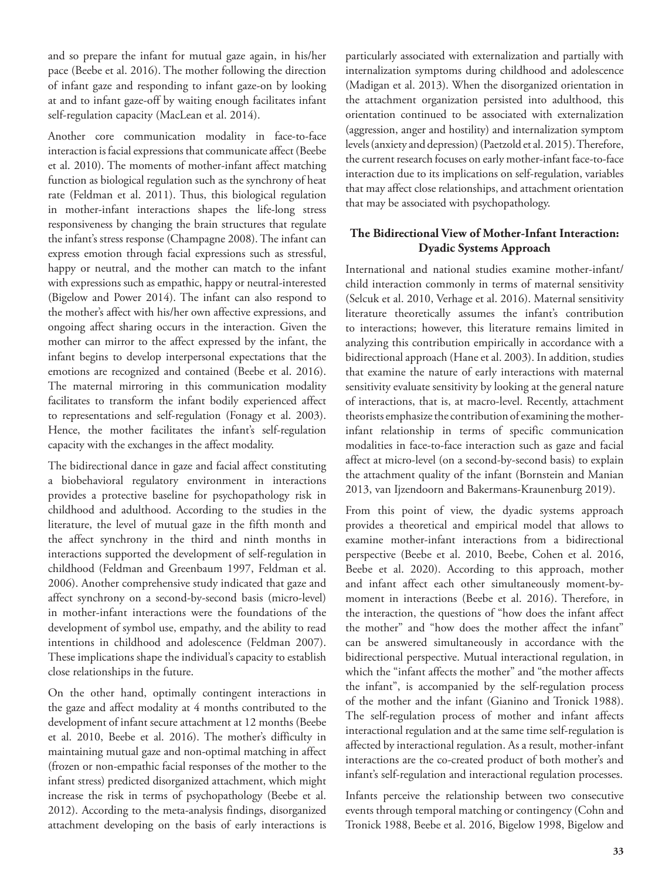and so prepare the infant for mutual gaze again, in his/her pace (Beebe et al. 2016). The mother following the direction of infant gaze and responding to infant gaze-on by looking at and to infant gaze-off by waiting enough facilitates infant self-regulation capacity (MacLean et al. 2014).

Another core communication modality in face-to-face interaction is facial expressions that communicate affect (Beebe et al. 2010). The moments of mother-infant affect matching function as biological regulation such as the synchrony of heat rate (Feldman et al. 2011). Thus, this biological regulation in mother-infant interactions shapes the life-long stress responsiveness by changing the brain structures that regulate the infant's stress response (Champagne 2008). The infant can express emotion through facial expressions such as stressful, happy or neutral, and the mother can match to the infant with expressions such as empathic, happy or neutral-interested (Bigelow and Power 2014). The infant can also respond to the mother's affect with his/her own affective expressions, and ongoing affect sharing occurs in the interaction. Given the mother can mirror to the affect expressed by the infant, the infant begins to develop interpersonal expectations that the emotions are recognized and contained (Beebe et al. 2016). The maternal mirroring in this communication modality facilitates to transform the infant bodily experienced affect to representations and self-regulation (Fonagy et al. 2003). Hence, the mother facilitates the infant's self-regulation capacity with the exchanges in the affect modality.

The bidirectional dance in gaze and facial affect constituting a biobehavioral regulatory environment in interactions provides a protective baseline for psychopathology risk in childhood and adulthood. According to the studies in the literature, the level of mutual gaze in the fifth month and the affect synchrony in the third and ninth months in interactions supported the development of self-regulation in childhood (Feldman and Greenbaum 1997, Feldman et al. 2006). Another comprehensive study indicated that gaze and affect synchrony on a second-by-second basis (micro-level) in mother-infant interactions were the foundations of the development of symbol use, empathy, and the ability to read intentions in childhood and adolescence (Feldman 2007). These implications shape the individual's capacity to establish close relationships in the future.

On the other hand, optimally contingent interactions in the gaze and affect modality at 4 months contributed to the development of infant secure attachment at 12 months (Beebe et al. 2010, Beebe et al. 2016). The mother's difficulty in maintaining mutual gaze and non-optimal matching in affect (frozen or non-empathic facial responses of the mother to the infant stress) predicted disorganized attachment, which might increase the risk in terms of psychopathology (Beebe et al. 2012). According to the meta-analysis findings, disorganized attachment developing on the basis of early interactions is particularly associated with externalization and partially with internalization symptoms during childhood and adolescence (Madigan et al. 2013). When the disorganized orientation in the attachment organization persisted into adulthood, this orientation continued to be associated with externalization (aggression, anger and hostility) and internalization symptom levels (anxiety and depression) (Paetzold et al. 2015). Therefore, the current research focuses on early mother-infant face-to-face interaction due to its implications on self-regulation, variables that may affect close relationships, and attachment orientation that may be associated with psychopathology.

## The Bidirectional View of Mother-Infant Interaction: Dyadic Systems Approach

International and national studies examine mother-infant/child interaction commonly in terms of maternal sensitivity (Selcuk et al. 2010, Verhage et al. 2016). Maternal sensitivity literature theoretically assumes the infant's contribution to interactions; however, this literature remains limited in analyzing this contribution empirically in accordance with a bidirectional approach (Hane et al. 2003). In addition, studies that examine the nature of early interactions with maternal sensitivity evaluate sensitivity by looking at the general nature of interactions, that is, at macro-level. Recently, attachment theorists emphasize the contribution of examining the mother-infant relationship in terms of specific communication modalities in face-to-face interaction such as gaze and facial affect at micro-level (on a second-by-second basis) to explain the attachment quality of the infant (Bornstein and Manian 2013, van Ijzendoorn and Bakermans-Kraunenburg 2019).

From this point of view, the dyadic systems approach provides a theoretical and empirical model that allows to examine mother-infant interactions from a bidirectional perspective (Beebe et al. 2010, Beebe, Cohen et al. 2016, Beebe et al. 2020). According to this approach, mother and infant affect each other simultaneously moment-by-moment in interactions (Beebe et al. 2016). Therefore, in the interaction, the questions of "how does the infant affect the mother" and "how does the mother affect the infant" can be answered simultaneously in accordance with the bidirectional perspective. Mutual interactional regulation, in which the "infant affects the mother" and "the mother affects the infant", is accompanied by the self-regulation process of the mother and the infant (Gianino and Tronick 1988). The self-regulation process of mother and infant affects interactional regulation and at the same time self-regulation is affected by interactional regulation. As a result, mother-infant interactions are the co-created product of both mother's and infant's self-regulation and interactional regulation processes.

Infants perceive the relationship between two consecutive events through temporal matching or contingency (Cohn and Tronick 1988, Beebe et al. 2016, Bigelow 1998, Bigelow and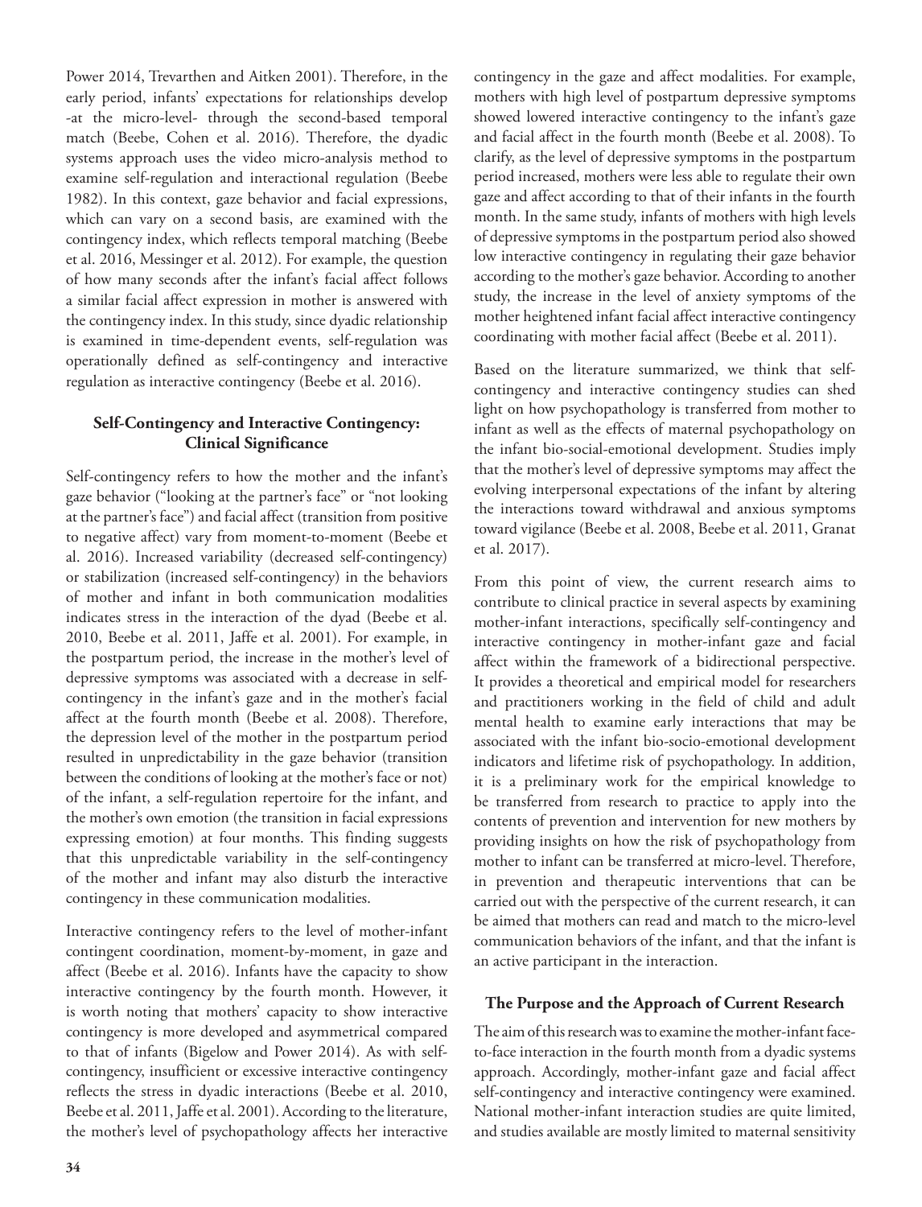Power 2014, Trevarthen and Aitken 2001). Therefore, in the early period, infants' expectations for relationships develop -at the micro-level- through the second-based temporal match (Beebe, Cohen et al. 2016). Therefore, the dyadic systems approach uses the video micro-analysis method to examine self-regulation and interactional regulation (Beebe 1982). In this context, gaze behavior and facial expressions, which can vary on a second basis, are examined with the contingency index, which reflects temporal matching (Beebe et al. 2016, Messinger et al. 2012). For example, the question of how many seconds after the infant's facial affect follows a similar facial affect expression in mother is answered with the contingency index. In this study, since dyadic relationship is examined in time-dependent events, self-regulation was operationally defined as self-contingency and interactive regulation as interactive contingency (Beebe et al. 2016).

### Self-Contingency and Interactive Contingency: Clinical Significance

Self-contingency refers to how the mother and the infant's gaze behavior ("looking at the partner's face" or "not looking at the partner's face") and facial affect (transition from positive to negative affect) vary from moment-to-moment (Beebe et al. 2016). Increased variability (decreased self-contingency) or stabilization (increased self-contingency) in the behaviors of mother and infant in both communication modalities indicates stress in the interaction of the dyad (Beebe et al. 2010, Beebe et al. 2011, Jaffe et al. 2001). For example, in the postpartum period, the increase in the mother's level of depressive symptoms was associated with a decrease in self-contingency in the infant's gaze and in the mother's facial affect at the fourth month (Beebe et al. 2008). Therefore, the depression level of the mother in the postpartum period resulted in unpredictability in the gaze behavior (transition between the conditions of looking at the mother's face or not) of the infant, a self-regulation repertoire for the infant, and the mother's own emotion (the transition in facial expressions expressing emotion) at four months. This finding suggests that this unpredictable variability in the self-contingency of the mother and infant may also disturb the interactive contingency in these communication modalities.

Interactive contingency refers to the level of mother-infant contingent coordination, moment-by-moment, in gaze and affect (Beebe et al. 2016). Infants have the capacity to show interactive contingency by the fourth month. However, it is worth noting that mothers' capacity to show interactive contingency is more developed and asymmetrical compared to that of infants (Bigelow and Power 2014). As with self-contingency, insufficient or excessive interactive contingency reflects the stress in dyadic interactions (Beebe et al. 2010, Beebe et al. 2011, Jaffe et al. 2001). According to the literature, the mother's level of psychopathology affects her interactive contingency in the gaze and affect modalities. For example, mothers with high level of postpartum depressive symptoms showed lowered interactive contingency to the infant's gaze and facial affect in the fourth month (Beebe et al. 2008). To clarify, as the level of depressive symptoms in the postpartum period increased, mothers were less able to regulate their own gaze and affect according to that of their infants in the fourth month. In the same study, infants of mothers with high levels of depressive symptoms in the postpartum period also showed low interactive contingency in regulating their gaze behavior according to the mother's gaze behavior. According to another study, the increase in the level of anxiety symptoms of the mother heightened infant facial affect interactive contingency coordinating with mother facial affect (Beebe et al. 2011).

Based on the literature summarized, we think that self-contingency and interactive contingency studies can shed light on how psychopathology is transferred from mother to infant as well as the effects of maternal psychopathology on the infant bio-social-emotional development. Studies imply that the mother's level of depressive symptoms may affect the evolving interpersonal expectations of the infant by altering the interactions toward withdrawal and anxious symptoms toward vigilance (Beebe et al. 2008, Beebe et al. 2011, Granat et al. 2017).

From this point of view, the current research aims to contribute to clinical practice in several aspects by examining mother-infant interactions, specifically self-contingency and interactive contingency in mother-infant gaze and facial affect within the framework of a bidirectional perspective. It provides a theoretical and empirical model for researchers and practitioners working in the field of child and adult mental health to examine early interactions that may be associated with the infant bio-socio-emotional development indicators and lifetime risk of psychopathology. In addition, it is a preliminary work for the empirical knowledge to be transferred from research to practice to apply into the contents of prevention and intervention for new mothers by providing insights on how the risk of psychopathology from mother to infant can be transferred at micro-level. Therefore, in prevention and therapeutic interventions that can be carried out with the perspective of the current research, it can be aimed that mothers can read and match to the micro-level communication behaviors of the infant, and that the infant is an active participant in the interaction.

### The Purpose and the Approach of Current Research

The aim of this research was to examine the mother-infant face-to-face interaction in the fourth month from a dyadic systems approach. Accordingly, mother-infant gaze and facial affect self-contingency and interactive contingency were examined. National mother-infant interaction studies are quite limited, and studies available are mostly limited to maternal sensitivity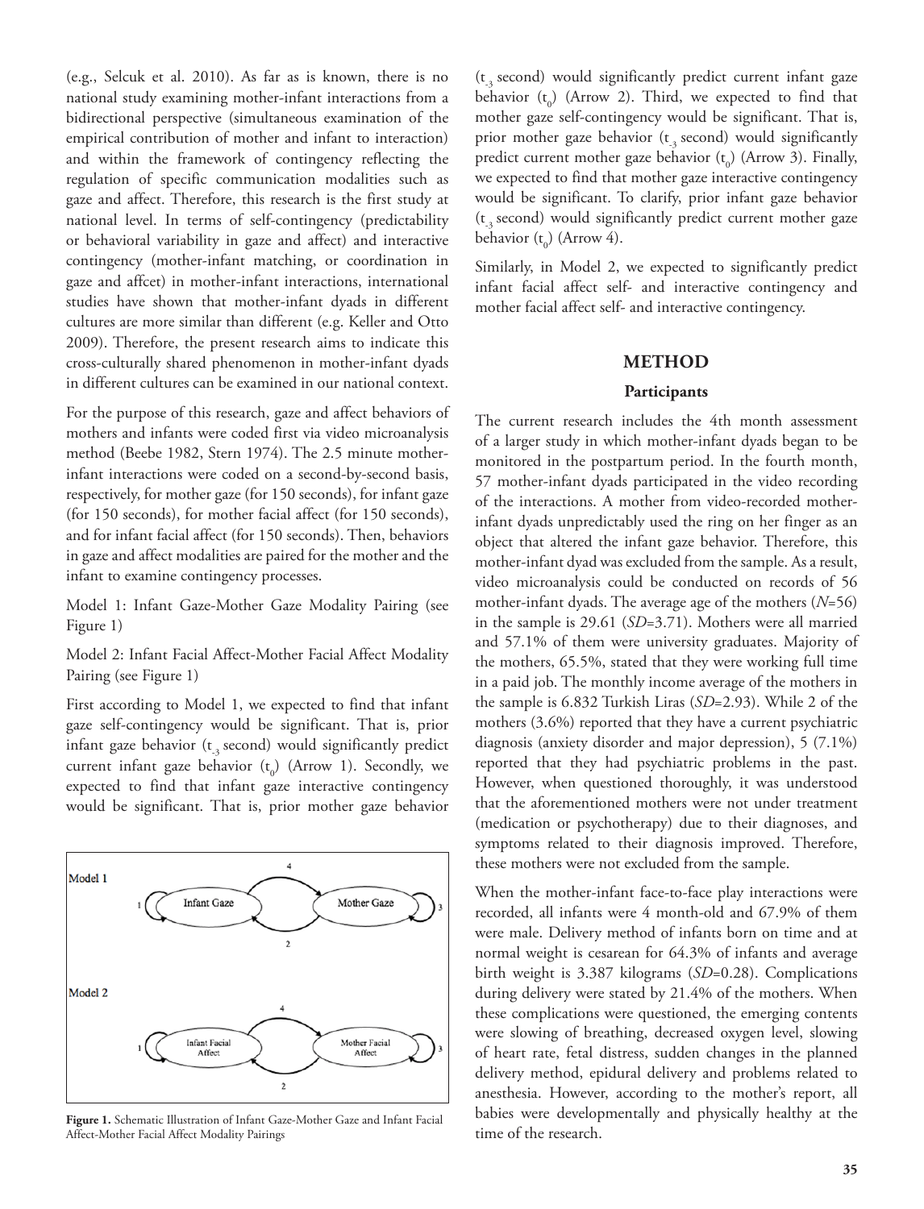(e.g., Selcuk et al. 2010). As far as is known, there is no national study examining mother-infant interactions from a bidirectional perspective (simultaneous examination of the empirical contribution of mother and infant to interaction) and within the framework of contingency reflecting the regulation of specific communication modalities such as gaze and affect. Therefore, this research is the first study at national level. In terms of self-contingency (predictability or behavioral variability in gaze and affect) and interactive contingency (mother-infant matching, or coordination in gaze and affcet) in mother-infant interactions, international studies have shown that mother-infant dyads in different cultures are more similar than different (e.g. Keller and Otto 2009). Therefore, the present research aims to indicate this cross-culturally shared phenomenon in mother-infant dyads in different cultures can be examined in our national context.

For the purpose of this research, gaze and affect behaviors of mothers and infants were coded first via video microanalysis method (Beebe 1982, Stern 1974). The 2.5 minute mother-infant interactions were coded on a second-by-second basis, respectively, for mother gaze (for 150 seconds), for infant gaze (for 150 seconds), for mother facial affect (for 150 seconds), and for infant facial affect (for 150 seconds). Then, behaviors in gaze and affect modalities are paired for the mother and the infant to examine contingency processes.

Model 1: Infant Gaze-Mother Gaze Modality Pairing (see Figure 1)

Model 2: Infant Facial Affect-Mother Facial Affect Modality Pairing (see Figure 1)

First according to Model 1, we expected to find that infant gaze self-contingency would be significant. That is, prior infant gaze behavior ($t_{-3}$ second) would significantly predict current infant gaze behavior ($t_0$) (Arrow 1). Secondly, we expected to find that infant gaze interactive contingency would be significant. That is, prior mother gaze behavior ($t_{-3}$ second) would significantly predict current infant gaze behavior ($t_0$) (Arrow 2). Third, we expected to find that mother gaze self-contingency would be significant. That is, prior mother gaze behavior ($t_{-3}$ second) would significantly predict current mother gaze behavior ($t_0$) (Arrow 3). Finally, we expected to find that mother gaze interactive contingency would be significant. To clarify, prior infant gaze behavior ($t_{-3}$ second) would significantly predict current mother gaze behavior ($t_0$) (Arrow 4).

Similarly, in Model 2, we expected to significantly predict infant facial affect self- and interactive contingency and mother facial affect self- and interactive contingency.

Model 1: Infant Gaze ⇄ Mother Gaze (arrows 1, 2, 3, 4)

Model 2: Infant Facial Affect ⇄ Mother Facial Affect (arrows 1, 2, 3, 4)

**Figure 1.** Schematic Illustration of Infant Gaze-Mother Gaze and Infant Facial Affect-Mother Facial Affect Modality Pairings

## METHOD

### Participants

The current research includes the 4th month assessment of a larger study in which mother-infant dyads began to be monitored in the postpartum period. In the fourth month, 57 mother-infant dyads participated in the video recording of the interactions. A mother from video-recorded mother-infant dyads unpredictably used the ring on her finger as an object that altered the infant gaze behavior. Therefore, this mother-infant dyad was excluded from the sample. As a result, video microanalysis could be conducted on records of 56 mother-infant dyads. The average age of the mothers (*N*=56) in the sample is 29.61 (*SD*=3.71). Mothers were all married and 57.1% of them were university graduates. Majority of the mothers, 65.5%, stated that they were working full time in a paid job. The monthly income average of the mothers in the sample is 6.832 Turkish Liras (*SD*=2.93). While 2 of the mothers (3.6%) reported that they have a current psychiatric diagnosis (anxiety disorder and major depression), 5 (7.1%) reported that they had psychiatric problems in the past. However, when questioned thoroughly, it was understood that the aforementioned mothers were not under treatment (medication or psychotherapy) due to their diagnoses, and symptoms related to their diagnosis improved. Therefore, these mothers were not excluded from the sample.

When the mother-infant face-to-face play interactions were recorded, all infants were 4 month-old and 67.9% of them were male. Delivery method of infants born on time and at normal weight is cesarean for 64.3% of infants and average birth weight is 3.387 kilograms (*SD*=0.28). Complications during delivery were stated by 21.4% of the mothers. When these complications were questioned, the emerging contents were slowing of breathing, decreased oxygen level, slowing of heart rate, fetal distress, sudden changes in the planned delivery method, epidural delivery and problems related to anesthesia. However, according to the mother's report, all babies were developmentally and physically healthy at the time of the research.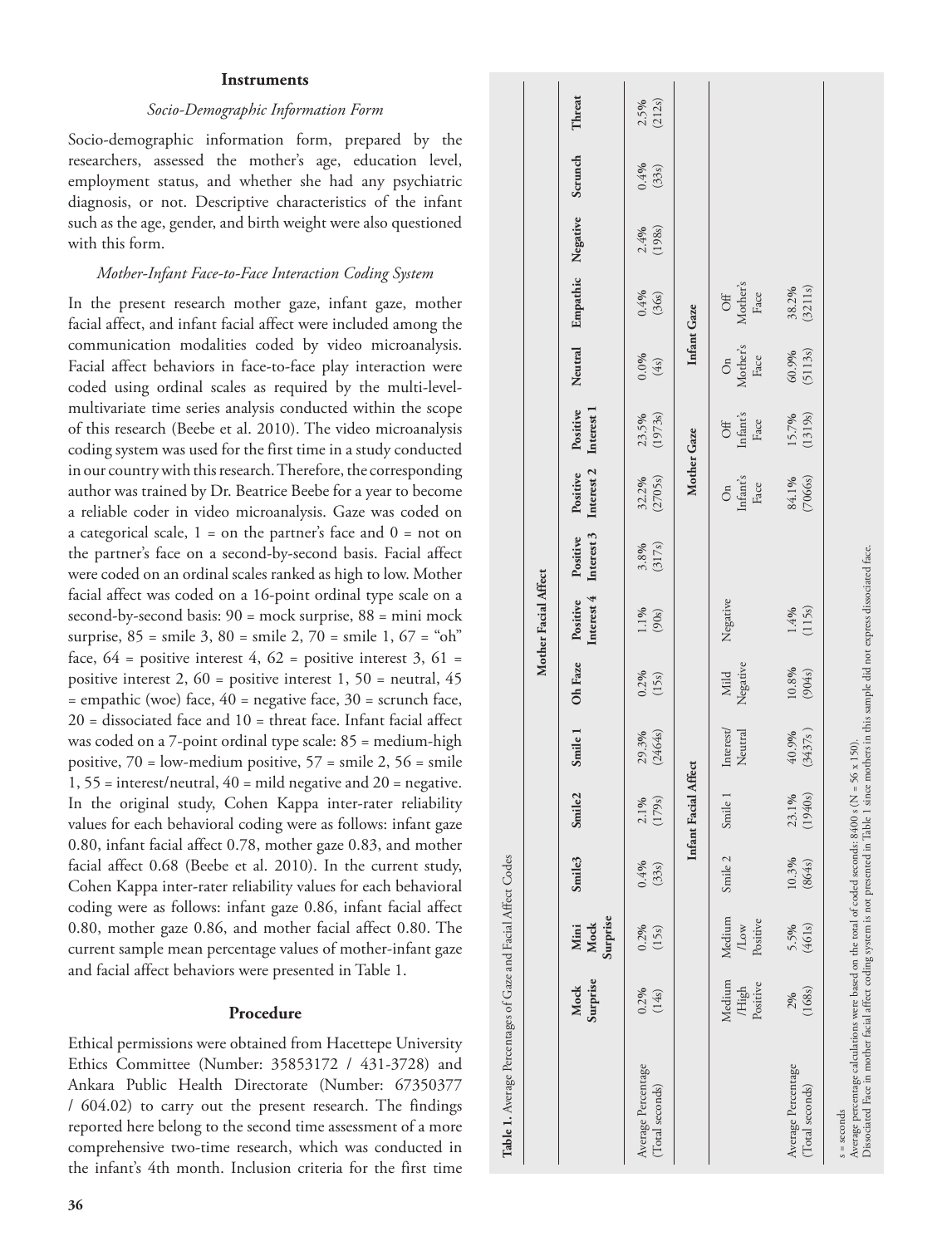## Instruments

### *Socio-Demographic Information Form*

Socio-demographic information form, prepared by the researchers, assessed the mother's age, education level, employment status, and whether she had any psychiatric diagnosis, or not. Descriptive characteristics of the infant such as the age, gender, and birth weight were also questioned with this form.

### *Mother-Infant Face-to-Face Interaction Coding System*

In the present research mother gaze, infant gaze, mother facial affect, and infant facial affect were included among the communication modalities coded by video microanalysis. Facial affect behaviors in face-to-face play interaction were coded using ordinal scales as required by the multi-level-multivariate time series analysis conducted within the scope of this research (Beebe et al. 2010). The video microanalysis coding system was used for the first time in a study conducted in our country with this research. Therefore, the corresponding author was trained by Dr. Beatrice Beebe for a year to become a reliable coder in video microanalysis. Gaze was coded on a categorical scale, 1 = on the partner's face and 0 = not on the partner's face on a second-by-second basis. Facial affect were coded on an ordinal scales ranked as high to low. Mother facial affect was coded on a 16-point ordinal type scale on a second-by-second basis: 90 = mock surprise, 88 = mini mock surprise, 85 = smile 3, 80 = smile 2, 70 = smile 1, 67 = "oh" face, 64 = positive interest 4, 62 = positive interest 3, 61 = positive interest 2, 60 = positive interest 1, 50 = neutral, 45 = empathic (woe) face, 40 = negative face, 30 = scrunch face, 20 = dissociated face and 10 = threat face. Infant facial affect was coded on a 7-point ordinal type scale: 85 = medium-high positive, 70 = low-medium positive, 57 = smile 2, 56 = smile 1, 55 = interest/neutral, 40 = mild negative and 20 = negative. In the original study, Cohen Kappa inter-rater reliability values for each behavioral coding were as follows: infant gaze 0.80, infant facial affect 0.78, mother gaze 0.83, and mother facial affect 0.68 (Beebe et al. 2010). In the current study, Cohen Kappa inter-rater reliability values for each behavioral coding were as follows: infant gaze 0.86, infant facial affect 0.80, mother gaze 0.86, and mother facial affect 0.80. The current sample mean percentage values of mother-infant gaze and facial affect behaviors were presented in Table 1.

## Procedure

Ethical permissions were obtained from Hacettepe University Ethics Committee (Number: 35853172 / 431-3728) and Ankara Public Health Directorate (Number: 67350377 / 604.02) to carry out the present research. The findings reported here belong to the second time assessment of a more comprehensive two-time research, which was conducted in the infant's 4th month. Inclusion criteria for the first time

**Table 1.** Average Percentages of Gaze and Facial Affect Codes

| | Mother Facial Affect | | | | | | | | | | | | | | |
|---|---|---|---|---|---|---|---|---|---|---|---|---|---|---|---|
| | Mock Surprise | Mini Mock Surprise | Smile3 | Smile2 | Smile 1 | Oh Faze | Positive Interest 4 | Positive Interest 3 | Positive Interest 2 | Positive Interest 1 | Neutral | Empathic | Negative | Scrunch | Threat |
| Average Percentage (Total seconds) | 0.2% (14s) | 0.2% (15s) | 0.4% (33s) | 2.1% (179s) | 29.3% (2464s) | 0.2% (15s) | 1.1% (90s) | 3.8% (317s) | 32.2% (2705s) | 23.5% (1973s) | 0.0% (4s) | 0.4% (36s) | 2.4% (198s) | 0.4% (33s) | 2.5% (212s) |

| | Infant Facial Affect | | | | | | | Mother Gaze | | Infant Gaze | |
|---|---|---|---|---|---|---|---|---|---|---|---|
| | Medium /High Positive | Medium /Low Positive | Smile 2 | Smile 1 | Interest/ Neutral | Mild Negative | Negative | On Infant's Face | Off Infant's Face | On Mother's Face | Off Mother's Face |
| Average Percentage (Total seconds) | 2% (168s) | 5.5% (461s) | 10.3% (864s) | 23.1% (1940s) | 40.9% (3437s) | 10.8% (904s) | 1.4% (115s) | 84.1% (7066s) | 15.7% (1319s) | 60.9% (5113s) | 38.2% (3211s) |

s = seconds
Average percentage calculations were based on the total of coded seconds: 8400 s (N = 56 x 150).
Dissociated Face in mother facial affect coding system is not presented in Table 1 since mothers in this sample did not express dissociated face.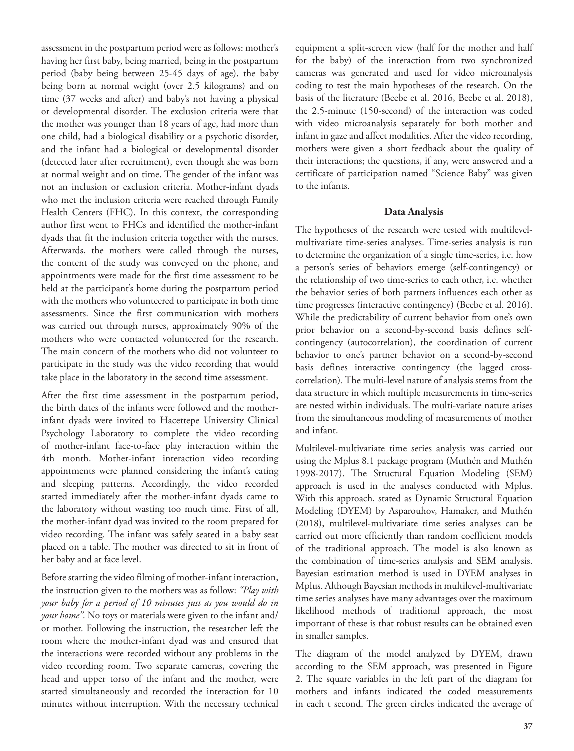assessment in the postpartum period were as follows: mother's having her first baby, being married, being in the postpartum period (baby being between 25-45 days of age), the baby being born at normal weight (over 2.5 kilograms) and on time (37 weeks and after) and baby's not having a physical or developmental disorder. The exclusion criteria were that the mother was younger than 18 years of age, had more than one child, had a biological disability or a psychotic disorder, and the infant had a biological or developmental disorder (detected later after recruitment), even though she was born at normal weight and on time. The gender of the infant was not an inclusion or exclusion criteria. Mother-infant dyads who met the inclusion criteria were reached through Family Health Centers (FHC). In this context, the corresponding author first went to FHCs and identified the mother-infant dyads that fit the inclusion criteria together with the nurses. Afterwards, the mothers were called through the nurses, the content of the study was conveyed on the phone, and appointments were made for the first time assessment to be held at the participant's home during the postpartum period with the mothers who volunteered to participate in both time assessments. Since the first communication with mothers was carried out through nurses, approximately 90% of the mothers who were contacted volunteered for the research. The main concern of the mothers who did not volunteer to participate in the study was the video recording that would take place in the laboratory in the second time assessment.

After the first time assessment in the postpartum period, the birth dates of the infants were followed and the mother-infant dyads were invited to Hacettepe University Clinical Psychology Laboratory to complete the video recording of mother-infant face-to-face play interaction within the 4th month. Mother-infant interaction video recording appointments were planned considering the infant's eating and sleeping patterns. Accordingly, the video recorded started immediately after the mother-infant dyads came to the laboratory without wasting too much time. First of all, the mother-infant dyad was invited to the room prepared for video recording. The infant was safely seated in a baby seat placed on a table. The mother was directed to sit in front of her baby and at face level.

Before starting the video filming of mother-infant interaction, the instruction given to the mothers was as follow: *"Play with your baby for a period of 10 minutes just as you would do in your home"*. No toys or materials were given to the infant and/or mother. Following the instruction, the researcher left the room where the mother-infant dyad was and ensured that the interactions were recorded without any problems in the video recording room. Two separate cameras, covering the head and upper torso of the infant and the mother, were started simultaneously and recorded the interaction for 10 minutes without interruption. With the necessary technical equipment a split-screen view (half for the mother and half for the baby) of the interaction from two synchronized cameras was generated and used for video microanalysis coding to test the main hypotheses of the research. On the basis of the literature (Beebe et al. 2016, Beebe et al. 2018), the 2.5-minute (150-second) of the interaction was coded with video microanalysis separately for both mother and infant in gaze and affect modalities. After the video recording, mothers were given a short feedback about the quality of their interactions; the questions, if any, were answered and a certificate of participation named "Science Baby" was given to the infants.

## Data Analysis

The hypotheses of the research were tested with multilevel-multivariate time-series analyses. Time-series analysis is run to determine the organization of a single time-series, i.e. how a person's series of behaviors emerge (self-contingency) or the relationship of two time-series to each other, i.e. whether the behavior series of both partners influences each other as time progresses (interactive contingency) (Beebe et al. 2016). While the predictability of current behavior from one's own prior behavior on a second-by-second basis defines self-contingency (autocorrelation), the coordination of current behavior to one's partner behavior on a second-by-second basis defines interactive contingency (the lagged cross-correlation). The multi-level nature of analysis stems from the data structure in which multiple measurements in time-series are nested within individuals. The multi-variate nature arises from the simultaneous modeling of measurements of mother and infant.

Multilevel-multivariate time series analysis was carried out using the Mplus 8.1 package program (Muthén and Muthén 1998-2017). The Structural Equation Modeling (SEM) approach is used in the analyses conducted with Mplus. With this approach, stated as Dynamic Structural Equation Modeling (DYEM) by Asparouhov, Hamaker, and Muthén (2018), multilevel-multivariate time series analyses can be carried out more efficiently than random coefficient models of the traditional approach. The model is also known as the combination of time-series analysis and SEM analysis. Bayesian estimation method is used in DYEM analyses in Mplus. Although Bayesian methods in multilevel-multivariate time series analyses have many advantages over the maximum likelihood methods of traditional approach, the most important of these is that robust results can be obtained even in smaller samples.

The diagram of the model analyzed by DYEM, drawn according to the SEM approach, was presented in Figure 2. The square variables in the left part of the diagram for mothers and infants indicated the coded measurements in each t second. The green circles indicated the average of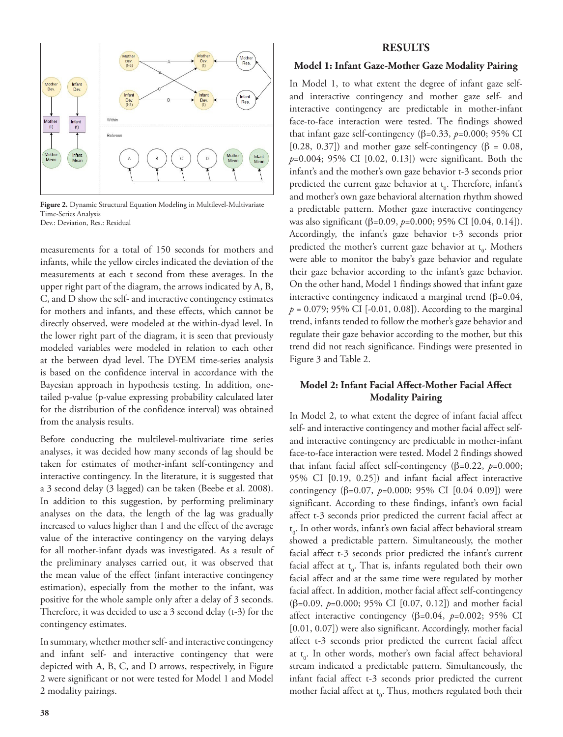Figure 2. Dynamic Structural Equation Modeling in Multilevel-Multivariate Time-Series Analysis
Dev.: Deviation, Res.: Residual

measurements for a total of 150 seconds for mothers and infants, while the yellow circles indicated the deviation of the measurements at each t second from these averages. In the upper right part of the diagram, the arrows indicated by A, B, C, and D show the self- and interactive contingency estimates for mothers and infants, and these effects, which cannot be directly observed, were modeled at the within-dyad level. In the lower right part of the diagram, it is seen that previously modeled variables were modeled in relation to each other at the between dyad level. The DYEM time-series analysis is based on the confidence interval in accordance with the Bayesian approach in hypothesis testing. In addition, one-tailed p-value (p-value expressing probability calculated later for the distribution of the confidence interval) was obtained from the analysis results.

Before conducting the multilevel-multivariate time series analyses, it was decided how many seconds of lag should be taken for estimates of mother-infant self-contingency and interactive contingency. In the literature, it is suggested that a 3 second delay (3 lagged) can be taken (Beebe et al. 2008). In addition to this suggestion, by performing preliminary analyses on the data, the length of the lag was gradually increased to values higher than 1 and the effect of the average value of the interactive contingency on the varying delays for all mother-infant dyads was investigated. As a result of the preliminary analyses carried out, it was observed that the mean value of the effect (infant interactive contingency estimation), especially from the mother to the infant, was positive for the whole sample only after a delay of 3 seconds. Therefore, it was decided to use a 3 second delay (t-3) for the contingency estimates.

In summary, whether mother self- and interactive contingency and infant self- and interactive contingency that were depicted with A, B, C, and D arrows, respectively, in Figure 2 were significant or not were tested for Model 1 and Model 2 modality pairings.

## RESULTS

### Model 1: Infant Gaze-Mother Gaze Modality Pairing

In Model 1, to what extent the degree of infant gaze self- and interactive contingency and mother gaze self- and interactive contingency are predictable in mother-infant face-to-face interaction were tested. The findings showed that infant gaze self-contingency (β=0.33, *p*=0.000; 95% CI [0.28, 0.37]) and mother gaze self-contingency (β = 0.08, *p*=0.004; 95% CI [0.02, 0.13]) were significant. Both the infant's and the mother's own gaze behavior t-3 seconds prior predicted the current gaze behavior at $t_0$. Therefore, infant's and mother's own gaze behavioral alternation rhythm showed a predictable pattern. Mother gaze interactive contingency was also significant (β=0.09, *p*=0.000; 95% CI [0.04, 0.14]). Accordingly, the infant's gaze behavior t-3 seconds prior predicted the mother's current gaze behavior at $t_0$. Mothers were able to monitor the baby's gaze behavior and regulate their gaze behavior according to the infant's gaze behavior. On the other hand, Model 1 findings showed that infant gaze interactive contingency indicated a marginal trend (β=0.04, *p* = 0.079; 95% CI [-0.01, 0.08]). According to the marginal trend, infants tended to follow the mother's gaze behavior and regulate their gaze behavior according to the mother, but this trend did not reach significance. Findings were presented in Figure 3 and Table 2.

### Model 2: Infant Facial Affect-Mother Facial Affect Modality Pairing

In Model 2, to what extent the degree of infant facial affect self- and interactive contingency and mother facial affect self- and interactive contingency are predictable in mother-infant face-to-face interaction were tested. Model 2 findings showed that infant facial affect self-contingency (β=0.22, *p*=0.000; 95% CI [0.19, 0.25]) and infant facial affect interactive contingency (β=0.07, *p*=0.000; 95% CI [0.04 0.09]) were significant. According to these findings, infant's own facial affect t-3 seconds prior predicted the current facial affect at $t_0$. In other words, infant's own facial affect behavioral stream showed a predictable pattern. Simultaneously, the mother facial affect t-3 seconds prior predicted the infant's current facial affect at $t_0$. That is, infants regulated both their own facial affect and at the same time were regulated by mother facial affect. In addition, mother facial affect self-contingency (β=0.09, *p*=0.000; 95% CI [0.07, 0.12]) and mother facial affect interactive contingency (β=0.04, *p*=0.002; 95% CI [0.01, 0.07]) were also significant. Accordingly, mother facial affect t-3 seconds prior predicted the current facial affect at $t_0$. In other words, mother's own facial affect behavioral stream indicated a predictable pattern. Simultaneously, the infant facial affect t-3 seconds prior predicted the current mother facial affect at $t_0$. Thus, mothers regulated both their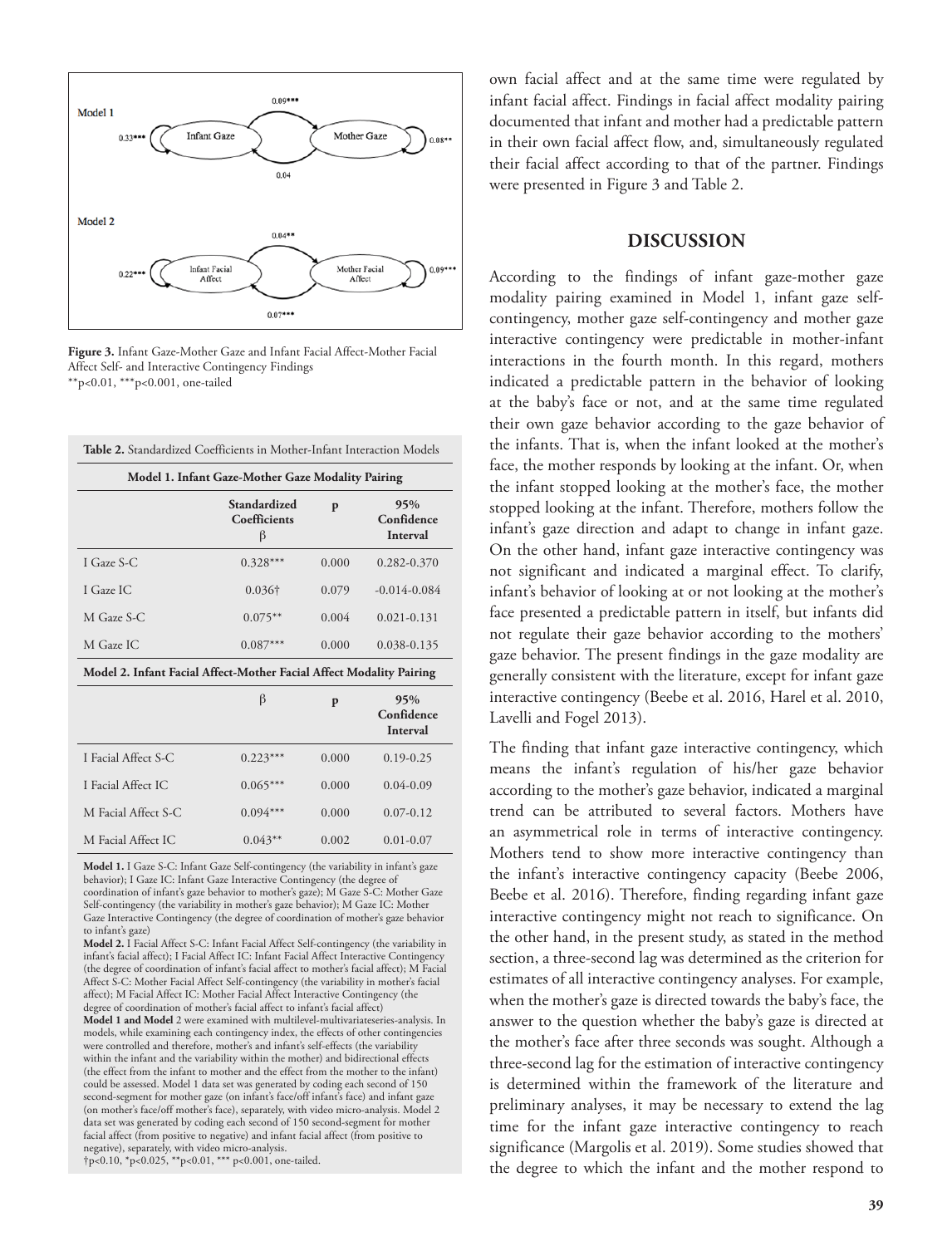Figure 3. Infant Gaze-Mother Gaze and Infant Facial Affect-Mother Facial Affect Self- and Interactive Contingency Findings
**p<0.01, ***p<0.001, one-tailed

**Table 2.** Standardized Coefficients in Mother-Infant Interaction Models

| **Model 1. Infant Gaze-Mother Gaze Modality Pairing** | | | |
|---|---|---|---|
| | **Standardized Coefficients β** | **p** | **95% Confidence Interval** |
| I Gaze S-C | 0.328*** | 0.000 | 0.282-0.370 |
| I Gaze IC | 0.036† | 0.079 | -0.014-0.084 |
| M Gaze S-C | 0.075** | 0.004 | 0.021-0.131 |
| M Gaze IC | 0.087*** | 0.000 | 0.038-0.135 |
| **Model 2. Infant Facial Affect-Mother Facial Affect Modality Pairing** | | | |
| | β | **p** | **95% Confidence Interval** |
| I Facial Affect S-C | 0.223*** | 0.000 | 0.19-0.25 |
| I Facial Affect IC | 0.065*** | 0.000 | 0.04-0.09 |
| M Facial Affect S-C | 0.094*** | 0.000 | 0.07-0.12 |
| M Facial Affect IC | 0.043** | 0.002 | 0.01-0.07 |

**Model 1.** I Gaze S-C: Infant Gaze Self-contingency (the variability in infant's gaze behavior); I Gaze IC: Infant Gaze Interactive Contingency (the degree of coordination of infant's gaze behavior to mother's gaze); M Gaze S-C: Mother Gaze Self-contingency (the variability in mother's gaze behavior); M Gaze IC: Mother Gaze Interactive Contingency (the degree of coordination of mother's gaze behavior to infant's gaze)
**Model 2.** I Facial Affect S-C: Infant Facial Affect Self-contingency (the variability in infant's facial affect); I Facial Affect IC: Infant Facial Affect Interactive Contingency (the degree of coordination of infant's facial affect to mother's facial affect); M Facial Affect S-C: Mother Facial Affect Self-contingency (the variability in mother's facial affect); M Facial Affect IC: Mother Facial Affect Interactive Contingency (the degree of coordination of mother's facial affect to infant's facial affect)
**Model 1 and Model** 2 were examined with multilevel-multivariateseries-analysis. In models, while examining each contingency index, the effects of other contingencies were controlled and therefore, mother's and infant's self-effects (the variability within the infant and the variability within the mother) and bidirectional effects (the effect from the infant to mother and the effect from the mother to the infant) could be assessed. Model 1 data set was generated by coding each second of 150 second-segment for mother gaze (on infant's face/off infant's face) and infant gaze (on mother's face/off mother's face), separately, with video micro-analysis. Model 2 data set was generated by coding each second of 150 second-segment for mother facial affect (from positive to negative) and infant facial affect (from positive to negative), separately, with video micro-analysis.
†p<0.10, *p<0.025, **p<0.01, *** p<0.001, one-tailed.

own facial affect and at the same time were regulated by infant facial affect. Findings in facial affect modality pairing documented that infant and mother had a predictable pattern in their own facial affect flow, and, simultaneously regulated their facial affect according to that of the partner. Findings were presented in Figure 3 and Table 2.

## DISCUSSION

According to the findings of infant gaze-mother gaze modality pairing examined in Model 1, infant gaze self-contingency, mother gaze self-contingency and mother gaze interactive contingency were predictable in mother-infant interactions in the fourth month. In this regard, mothers indicated a predictable pattern in the behavior of looking at the baby's face or not, and at the same time regulated their own gaze behavior according to the gaze behavior of the infants. That is, when the infant looked at the mother's face, the mother responds by looking at the infant. Or, when the infant stopped looking at the mother's face, the mother stopped looking at the infant. Therefore, mothers follow the infant's gaze direction and adapt to change in infant gaze. On the other hand, infant gaze interactive contingency was not significant and indicated a marginal effect. To clarify, infant's behavior of looking at or not looking at the mother's face presented a predictable pattern in itself, but infants did not regulate their gaze behavior according to the mothers' gaze behavior. The present findings in the gaze modality are generally consistent with the literature, except for infant gaze interactive contingency (Beebe et al. 2016, Harel et al. 2010, Lavelli and Fogel 2013).

The finding that infant gaze interactive contingency, which means the infant's regulation of his/her gaze behavior according to the mother's gaze behavior, indicated a marginal trend can be attributed to several factors. Mothers have an asymmetrical role in terms of interactive contingency. Mothers tend to show more interactive contingency than the infant's interactive contingency capacity (Beebe 2006, Beebe et al. 2016). Therefore, finding regarding infant gaze interactive contingency might not reach to significance. On the other hand, in the present study, as stated in the method section, a three-second lag was determined as the criterion for estimates of all interactive contingency analyses. For example, when the mother's gaze is directed towards the baby's face, the answer to the question whether the baby's gaze is directed at the mother's face after three seconds was sought. Although a three-second lag for the estimation of interactive contingency is determined within the framework of the literature and preliminary analyses, it may be necessary to extend the lag time for the infant gaze interactive contingency to reach significance (Margolis et al. 2019). Some studies showed that the degree to which the infant and the mother respond to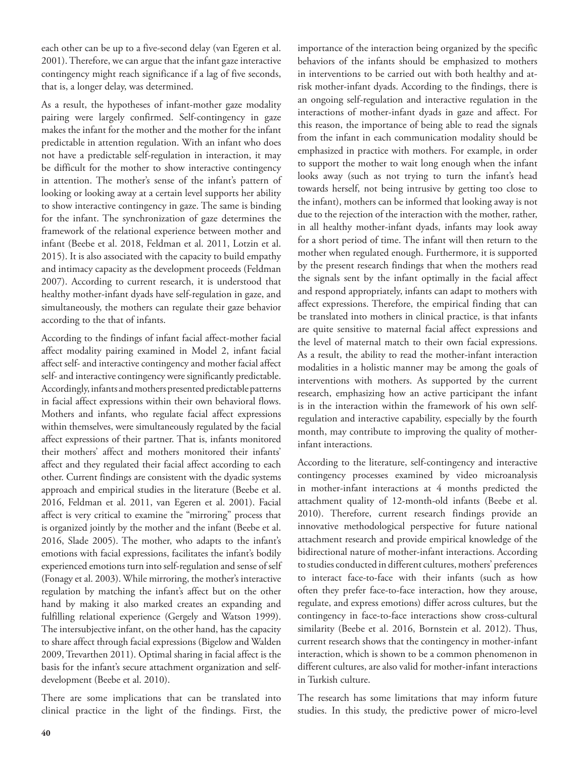each other can be up to a five-second delay (van Egeren et al. 2001). Therefore, we can argue that the infant gaze interactive contingency might reach significance if a lag of five seconds, that is, a longer delay, was determined.

As a result, the hypotheses of infant-mother gaze modality pairing were largely confirmed. Self-contingency in gaze makes the infant for the mother and the mother for the infant predictable in attention regulation. With an infant who does not have a predictable self-regulation in interaction, it may be difficult for the mother to show interactive contingency in attention. The mother's sense of the infant's pattern of looking or looking away at a certain level supports her ability to show interactive contingency in gaze. The same is binding for the infant. The synchronization of gaze determines the framework of the relational experience between mother and infant (Beebe et al. 2018, Feldman et al. 2011, Lotzin et al. 2015). It is also associated with the capacity to build empathy and intimacy capacity as the development proceeds (Feldman 2007). According to current research, it is understood that healthy mother-infant dyads have self-regulation in gaze, and simultaneously, the mothers can regulate their gaze behavior according to the that of infants.

According to the findings of infant facial affect-mother facial affect modality pairing examined in Model 2, infant facial affect self- and interactive contingency and mother facial affect self- and interactive contingency were significantly predictable. Accordingly, infants and mothers presented predictable patterns in facial affect expressions within their own behavioral flows. Mothers and infants, who regulate facial affect expressions within themselves, were simultaneously regulated by the facial affect expressions of their partner. That is, infants monitored their mothers' affect and mothers monitored their infants' affect and they regulated their facial affect according to each other. Current findings are consistent with the dyadic systems approach and empirical studies in the literature (Beebe et al. 2016, Feldman et al. 2011, van Egeren et al. 2001). Facial affect is very critical to examine the "mirroring" process that is organized jointly by the mother and the infant (Beebe et al. 2016, Slade 2005). The mother, who adapts to the infant's emotions with facial expressions, facilitates the infant's bodily experienced emotions turn into self-regulation and sense of self (Fonagy et al. 2003). While mirroring, the mother's interactive regulation by matching the infant's affect but on the other hand by making it also marked creates an expanding and fulfilling relational experience (Gergely and Watson 1999). The intersubjective infant, on the other hand, has the capacity to share affect through facial expressions (Bigelow and Walden 2009, Trevarthen 2011). Optimal sharing in facial affect is the basis for the infant's secure attachment organization and self-development (Beebe et al. 2010).

There are some implications that can be translated into clinical practice in the light of the findings. First, the importance of the interaction being organized by the specific behaviors of the infants should be emphasized to mothers in interventions to be carried out with both healthy and at-risk mother-infant dyads. According to the findings, there is an ongoing self-regulation and interactive regulation in the interactions of mother-infant dyads in gaze and affect. For this reason, the importance of being able to read the signals from the infant in each communication modality should be emphasized in practice with mothers. For example, in order to support the mother to wait long enough when the infant looks away (such as not trying to turn the infant's head towards herself, not being intrusive by getting too close to the infant), mothers can be informed that looking away is not due to the rejection of the interaction with the mother, rather, in all healthy mother-infant dyads, infants may look away for a short period of time. The infant will then return to the mother when regulated enough. Furthermore, it is supported by the present research findings that when the mothers read the signals sent by the infant optimally in the facial affect and respond appropriately, infants can adapt to mothers with affect expressions. Therefore, the empirical finding that can be translated into mothers in clinical practice, is that infants are quite sensitive to maternal facial affect expressions and the level of maternal match to their own facial expressions. As a result, the ability to read the mother-infant interaction modalities in a holistic manner may be among the goals of interventions with mothers. As supported by the current research, emphasizing how an active participant the infant is in the interaction within the framework of his own self-regulation and interactive capability, especially by the fourth month, may contribute to improving the quality of mother-infant interactions.

According to the literature, self-contingency and interactive contingency processes examined by video microanalysis in mother-infant interactions at 4 months predicted the attachment quality of 12-month-old infants (Beebe et al. 2010). Therefore, current research findings provide an innovative methodological perspective for future national attachment research and provide empirical knowledge of the bidirectional nature of mother-infant interactions. According to studies conducted in different cultures, mothers' preferences to interact face-to-face with their infants (such as how often they prefer face-to-face interaction, how they arouse, regulate, and express emotions) differ across cultures, but the contingency in face-to-face interactions show cross-cultural similarity (Beebe et al. 2016, Bornstein et al. 2012). Thus, current research shows that the contingency in mother-infant interaction, which is shown to be a common phenomenon in different cultures, are also valid for mother-infant interactions in Turkish culture.

The research has some limitations that may inform future studies. In this study, the predictive power of micro-level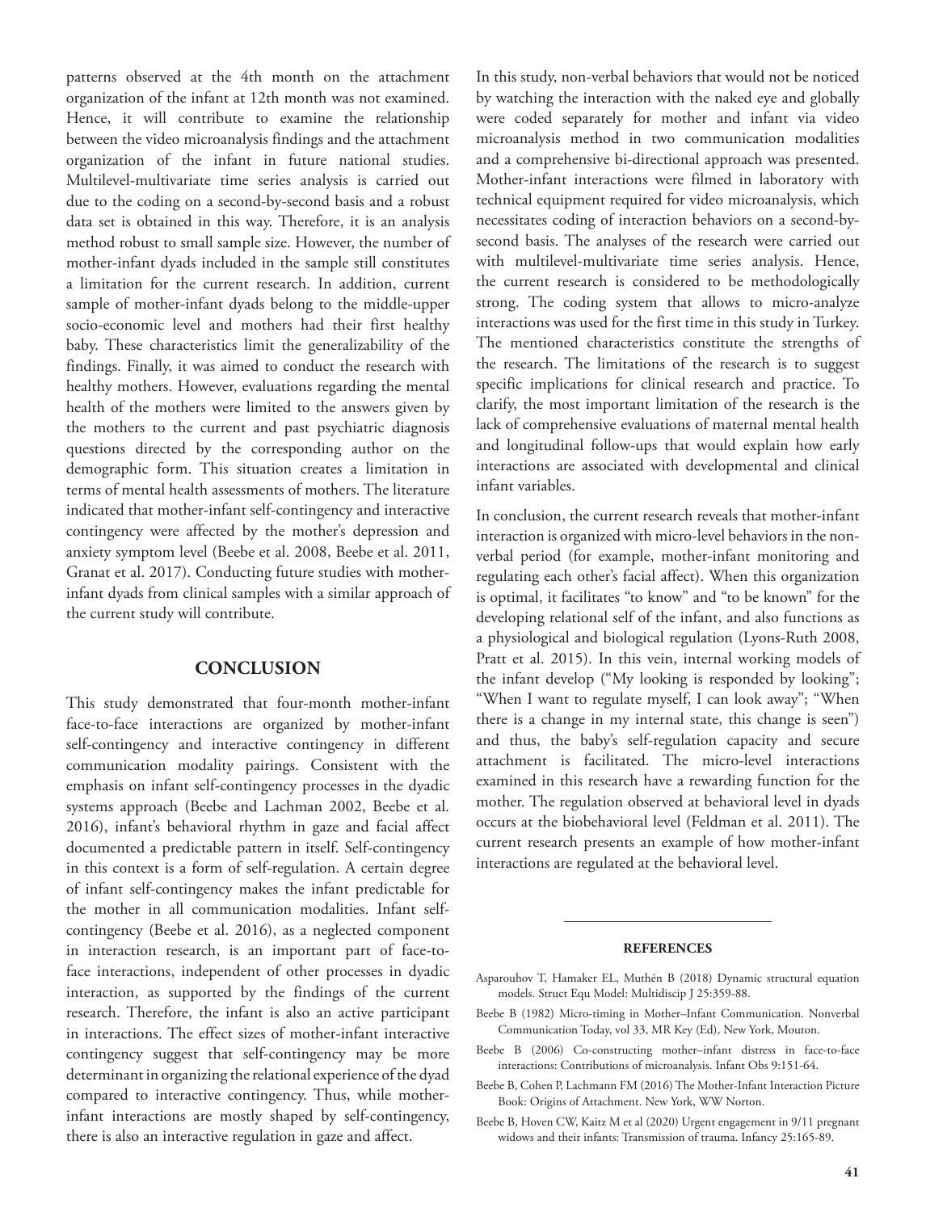patterns observed at the 4th month on the attachment organization of the infant at 12th month was not examined. Hence, it will contribute to examine the relationship between the video microanalysis findings and the attachment organization of the infant in future national studies. Multilevel-multivariate time series analysis is carried out due to the coding on a second-by-second basis and a robust data set is obtained in this way. Therefore, it is an analysis method robust to small sample size. However, the number of mother-infant dyads included in the sample still constitutes a limitation for the current research. In addition, current sample of mother-infant dyads belong to the middle-upper socio-economic level and mothers had their first healthy baby. These characteristics limit the generalizability of the findings. Finally, it was aimed to conduct the research with healthy mothers. However, evaluations regarding the mental health of the mothers were limited to the answers given by the mothers to the current and past psychiatric diagnosis questions directed by the corresponding author on the demographic form. This situation creates a limitation in terms of mental health assessments of mothers. The literature indicated that mother-infant self-contingency and interactive contingency were affected by the mother's depression and anxiety symptom level (Beebe et al. 2008, Beebe et al. 2011, Granat et al. 2017). Conducting future studies with mother-infant dyads from clinical samples with a similar approach of the current study will contribute.

## CONCLUSION

This study demonstrated that four-month mother-infant face-to-face interactions are organized by mother-infant self-contingency and interactive contingency in different communication modality pairings. Consistent with the emphasis on infant self-contingency processes in the dyadic systems approach (Beebe and Lachman 2002, Beebe et al. 2016), infant's behavioral rhythm in gaze and facial affect documented a predictable pattern in itself. Self-contingency in this context is a form of self-regulation. A certain degree of infant self-contingency makes the infant predictable for the mother in all communication modalities. Infant self-contingency (Beebe et al. 2016), as a neglected component in interaction research, is an important part of face-to-face interactions, independent of other processes in dyadic interaction, as supported by the findings of the current research. Therefore, the infant is also an active participant in interactions. The effect sizes of mother-infant interactive contingency suggest that self-contingency may be more determinant in organizing the relational experience of the dyad compared to interactive contingency. Thus, while mother-infant interactions are mostly shaped by self-contingency, there is also an interactive regulation in gaze and affect.

In this study, non-verbal behaviors that would not be noticed by watching the interaction with the naked eye and globally were coded separately for mother and infant via video microanalysis method in two communication modalities and a comprehensive bi-directional approach was presented. Mother-infant interactions were filmed in laboratory with technical equipment required for video microanalysis, which necessitates coding of interaction behaviors on a second-by-second basis. The analyses of the research were carried out with multilevel-multivariate time series analysis. Hence, the current research is considered to be methodologically strong. The coding system that allows to micro-analyze interactions was used for the first time in this study in Turkey. The mentioned characteristics constitute the strengths of the research. The limitations of the research is to suggest specific implications for clinical research and practice. To clarify, the most important limitation of the research is the lack of comprehensive evaluations of maternal mental health and longitudinal follow-ups that would explain how early interactions are associated with developmental and clinical infant variables.

In conclusion, the current research reveals that mother-infant interaction is organized with micro-level behaviors in the non-verbal period (for example, mother-infant monitoring and regulating each other's facial affect). When this organization is optimal, it facilitates "to know" and "to be known" for the developing relational self of the infant, and also functions as a physiological and biological regulation (Lyons-Ruth 2008, Pratt et al. 2015). In this vein, internal working models of the infant develop ("My looking is responded by looking"; "When I want to regulate myself, I can look away"; "When there is a change in my internal state, this change is seen") and thus, the baby's self-regulation capacity and secure attachment is facilitated. The micro-level interactions examined in this research have a rewarding function for the mother. The regulation observed at behavioral level in dyads occurs at the biobehavioral level (Feldman et al. 2011). The current research presents an example of how mother-infant interactions are regulated at the behavioral level.

## REFERENCES

Asparouhov T, Hamaker EL, Muthén B (2018) Dynamic structural equation models. Struct Equ Model: Multidiscip J 25:359-88.

Beebe B (1982) Micro-timing in Mother–Infant Communication. Nonverbal Communication Today, vol 33, MR Key (Ed), New York, Mouton.

Beebe B (2006) Co-constructing mother–infant distress in face-to-face interactions: Contributions of microanalysis. Infant Obs 9:151-64.

Beebe B, Cohen P, Lachmann FM (2016) The Mother-Infant Interaction Picture Book: Origins of Attachment. New York, WW Norton.

Beebe B, Hoven CW, Kaitz M et al (2020) Urgent engagement in 9/11 pregnant widows and their infants: Transmission of trauma. Infancy 25:165-89.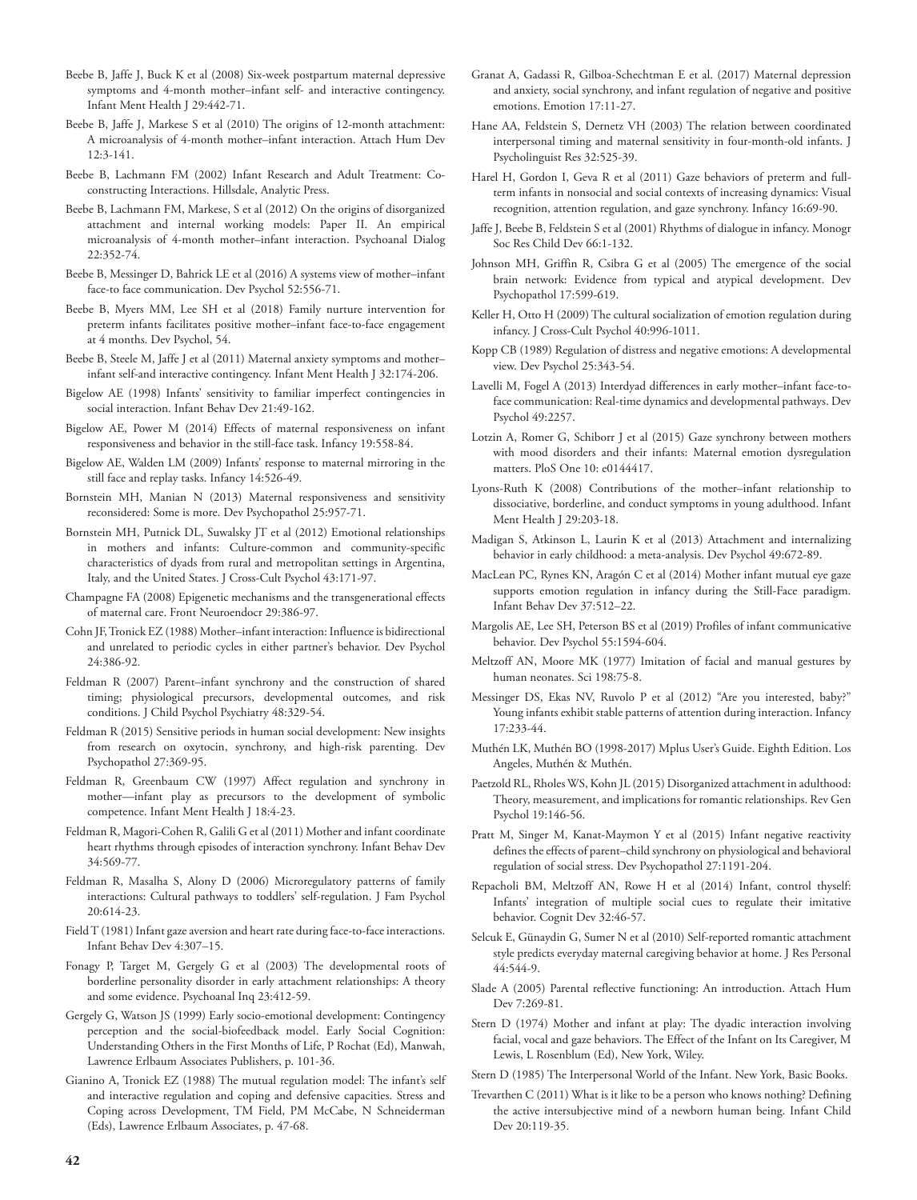Beebe B, Jaffe J, Buck K et al (2008) Six-week postpartum maternal depressive symptoms and 4-month mother–infant self- and interactive contingency. Infant Ment Health J 29:442-71.

Beebe B, Jaffe J, Markese S et al (2010) The origins of 12-month attachment: A microanalysis of 4-month mother–infant interaction. Attach Hum Dev 12:3-141.

Beebe B, Lachmann FM (2002) Infant Research and Adult Treatment: Co-constructing Interactions. Hillsdale, Analytic Press.

Beebe B, Lachmann FM, Markese, S et al (2012) On the origins of disorganized attachment and internal working models: Paper II. An empirical microanalysis of 4-month mother–infant interaction. Psychoanal Dialog 22:352-74.

Beebe B, Messinger D, Bahrick LE et al (2016) A systems view of mother–infant face-to face communication. Dev Psychol 52:556-71.

Beebe B, Myers MM, Lee SH et al (2018) Family nurture intervention for preterm infants facilitates positive mother–infant face-to-face engagement at 4 months. Dev Psychol, 54.

Beebe B, Steele M, Jaffe J et al (2011) Maternal anxiety symptoms and mother–infant self-and interactive contingency. Infant Ment Health J 32:174-206.

Bigelow AE (1998) Infants' sensitivity to familiar imperfect contingencies in social interaction. Infant Behav Dev 21:49-162.

Bigelow AE, Power M (2014) Effects of maternal responsiveness on infant responsiveness and behavior in the still-face task. Infancy 19:558-84.

Bigelow AE, Walden LM (2009) Infants' response to maternal mirroring in the still face and replay tasks. Infancy 14:526-49.

Bornstein MH, Manian N (2013) Maternal responsiveness and sensitivity reconsidered: Some is more. Dev Psychopathol 25:957-71.

Bornstein MH, Putnick DL, Suwalsky JT et al (2012) Emotional relationships in mothers and infants: Culture-common and community-specific characteristics of dyads from rural and metropolitan settings in Argentina, Italy, and the United States. J Cross-Cult Psychol 43:171-97.

Champagne FA (2008) Epigenetic mechanisms and the transgenerational effects of maternal care. Front Neuroendocr 29:386-97.

Cohn JF, Tronick EZ (1988) Mother–infant interaction: Influence is bidirectional and unrelated to periodic cycles in either partner's behavior. Dev Psychol 24:386-92.

Feldman R (2007) Parent–infant synchrony and the construction of shared timing; physiological precursors, developmental outcomes, and risk conditions. J Child Psychol Psychiatry 48:329-54.

Feldman R (2015) Sensitive periods in human social development: New insights from research on oxytocin, synchrony, and high-risk parenting. Dev Psychopathol 27:369-95.

Feldman R, Greenbaum CW (1997) Affect regulation and synchrony in mother—infant play as precursors to the development of symbolic competence. Infant Ment Health J 18:4-23.

Feldman R, Magori-Cohen R, Galili G et al (2011) Mother and infant coordinate heart rhythms through episodes of interaction synchrony. Infant Behav Dev 34:569-77.

Feldman R, Masalha S, Alony D (2006) Microregulatory patterns of family interactions: Cultural pathways to toddlers' self-regulation. J Fam Psychol 20:614-23.

Field T (1981) Infant gaze aversion and heart rate during face-to-face interactions. Infant Behav Dev 4:307–15.

Fonagy P, Target M, Gergely G et al (2003) The developmental roots of borderline personality disorder in early attachment relationships: A theory and some evidence. Psychoanal Inq 23:412-59.

Gergely G, Watson JS (1999) Early socio-emotional development: Contingency perception and the social-biofeedback model. Early Social Cognition: Understanding Others in the First Months of Life, P Rochat (Ed), Manwah, Lawrence Erlbaum Associates Publishers, p. 101-36.

Gianino A, Tronick EZ (1988) The mutual regulation model: The infant's self and interactive regulation and coping and defensive capacities. Stress and Coping across Development, TM Field, PM McCabe, N Schneiderman (Eds), Lawrence Erlbaum Associates, p. 47-68.

Granat A, Gadassi R, Gilboa-Schechtman E et al. (2017) Maternal depression and anxiety, social synchrony, and infant regulation of negative and positive emotions. Emotion 17:11-27.

Hane AA, Feldstein S, Dernetz VH (2003) The relation between coordinated interpersonal timing and maternal sensitivity in four-month-old infants. J Psycholinguist Res 32:525-39.

Harel H, Gordon I, Geva R et al (2011) Gaze behaviors of preterm and full-term infants in nonsocial and social contexts of increasing dynamics: Visual recognition, attention regulation, and gaze synchrony. Infancy 16:69-90.

Jaffe J, Beebe B, Feldstein S et al (2001) Rhythms of dialogue in infancy. Monogr Soc Res Child Dev 66:1-132.

Johnson MH, Griffin R, Csibra G et al (2005) The emergence of the social brain network: Evidence from typical and atypical development. Dev Psychopathol 17:599-619.

Keller H, Otto H (2009) The cultural socialization of emotion regulation during infancy. J Cross-Cult Psychol 40:996-1011.

Kopp CB (1989) Regulation of distress and negative emotions: A developmental view. Dev Psychol 25:343-54.

Lavelli M, Fogel A (2013) Interdyad differences in early mother–infant face-to-face communication: Real-time dynamics and developmental pathways. Dev Psychol 49:2257.

Lotzin A, Romer G, Schiborr J et al (2015) Gaze synchrony between mothers with mood disorders and their infants: Maternal emotion dysregulation matters. PloS One 10: e0144417.

Lyons-Ruth K (2008) Contributions of the mother–infant relationship to dissociative, borderline, and conduct symptoms in young adulthood. Infant Ment Health J 29:203-18.

Madigan S, Atkinson L, Laurin K et al (2013) Attachment and internalizing behavior in early childhood: a meta-analysis. Dev Psychol 49:672-89.

MacLean PC, Rynes KN, Aragón C et al (2014) Mother infant mutual eye gaze supports emotion regulation in infancy during the Still-Face paradigm. Infant Behav Dev 37:512–22.

Margolis AE, Lee SH, Peterson BS et al (2019) Profiles of infant communicative behavior. Dev Psychol 55:1594-604.

Meltzoff AN, Moore MK (1977) Imitation of facial and manual gestures by human neonates. Sci 198:75-8.

Messinger DS, Ekas NV, Ruvolo P et al (2012) "Are you interested, baby?" Young infants exhibit stable patterns of attention during interaction. Infancy 17:233-44.

Muthén LK, Muthén BO (1998-2017) Mplus User's Guide. Eighth Edition. Los Angeles, Muthén & Muthén.

Paetzold RL, Rholes WS, Kohn JL (2015) Disorganized attachment in adulthood: Theory, measurement, and implications for romantic relationships. Rev Gen Psychol 19:146-56.

Pratt M, Singer M, Kanat-Maymon Y et al (2015) Infant negative reactivity defines the effects of parent–child synchrony on physiological and behavioral regulation of social stress. Dev Psychopathol 27:1191-204.

Repacholi BM, Meltzoff AN, Rowe H et al (2014) Infant, control thyself: Infants' integration of multiple social cues to regulate their imitative behavior. Cognit Dev 32:46-57.

Selcuk E, Günaydin G, Sumer N et al (2010) Self-reported romantic attachment style predicts everyday maternal caregiving behavior at home. J Res Personal 44:544-9.

Slade A (2005) Parental reflective functioning: An introduction. Attach Hum Dev 7:269-81.

Stern D (1974) Mother and infant at play: The dyadic interaction involving facial, vocal and gaze behaviors. The Effect of the Infant on Its Caregiver, M Lewis, L Rosenblum (Ed), New York, Wiley.

Stern D (1985) The Interpersonal World of the Infant. New York, Basic Books.

Trevarthen C (2011) What is it like to be a person who knows nothing? Defining the active intersubjective mind of a newborn human being. Infant Child Dev 20:119-35.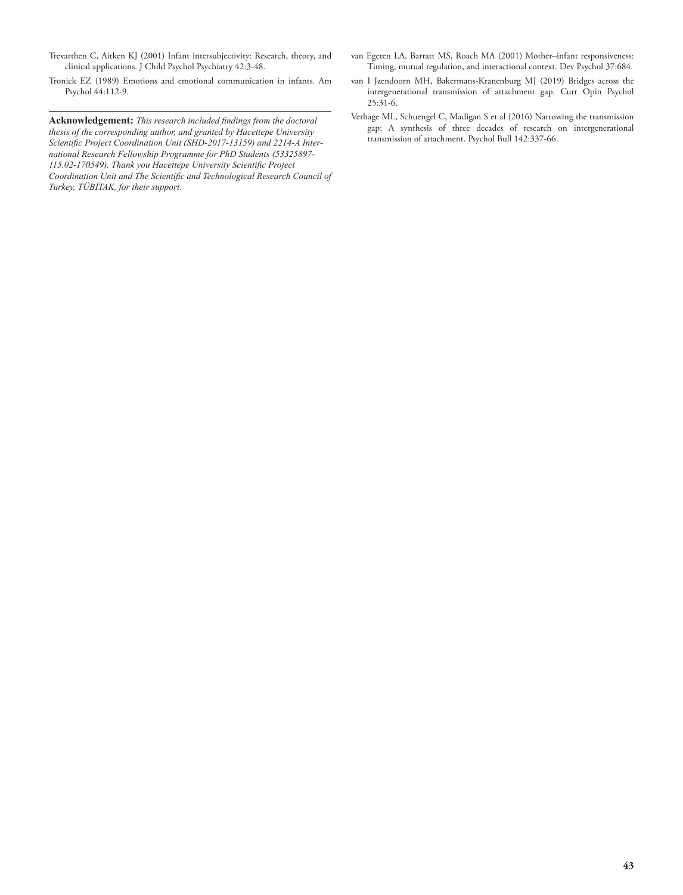Trevarthen C, Aitken KJ (2001) Infant intersubjectivity: Research, theory, and clinical applications. J Child Psychol Psychiatry 42:3-48.

Tronick EZ (1989) Emotions and emotional communication in infants. Am Psychol 44:112-9.

**Acknowledgement:** *This research included findings from the doctoral thesis of the corresponding author, and granted by Hacettepe University Scientific Project Coordination Unit (SHD-2017-13159) and 2214-A International Research Fellowship Programme for PhD Students (53325897-115.02-170549). Thank you Hacettepe University Scientific Project Coordination Unit and The Scientific and Technological Research Council of Turkey, TÜBİTAK, for their support.*

van Egeren LA, Barratt MS, Roach MA (2001) Mother–infant responsiveness: Timing, mutual regulation, and interactional context. Dev Psychol 37:684.

van I Jzendoorn MH, Bakermans-Kranenburg MJ (2019) Bridges across the intergenerational transmission of attachment gap. Curr Opin Psychol 25:31-6.

Verhage ML, Schuengel C, Madigan S et al (2016) Narrowing the transmission gap: A synthesis of three decades of research on intergenerational transmission of attachment. Psychol Bull 142:337-66.